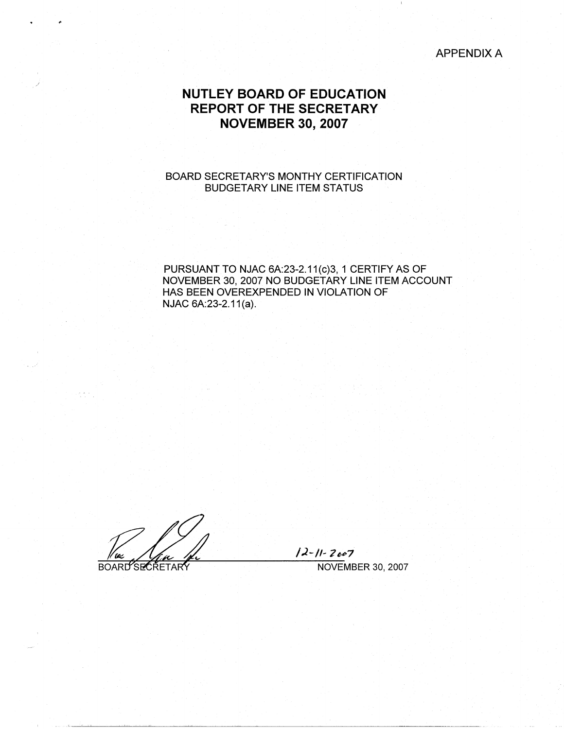APPENDIX A

# NUTLEY BOARD OF EDUCATION
# REPORT OF THE SECRETARY
# NOVEMBER 30, 2007

BOARD SECRETARY'S MONTHY CERTIFICATION
BUDGETARY LINE ITEM STATUS

PURSUANT TO NJAC 6A:23-2.11(c)3, 1 CERTIFY AS OF NOVEMBER 30, 2007 NO BUDGETARY LINE ITEM ACCOUNT HAS BEEN OVEREXPENDED IN VIOLATION OF NJAC 6A:23-2.11(a).

BOARD SECRETARY

12-11-2007

NOVEMBER 30, 2007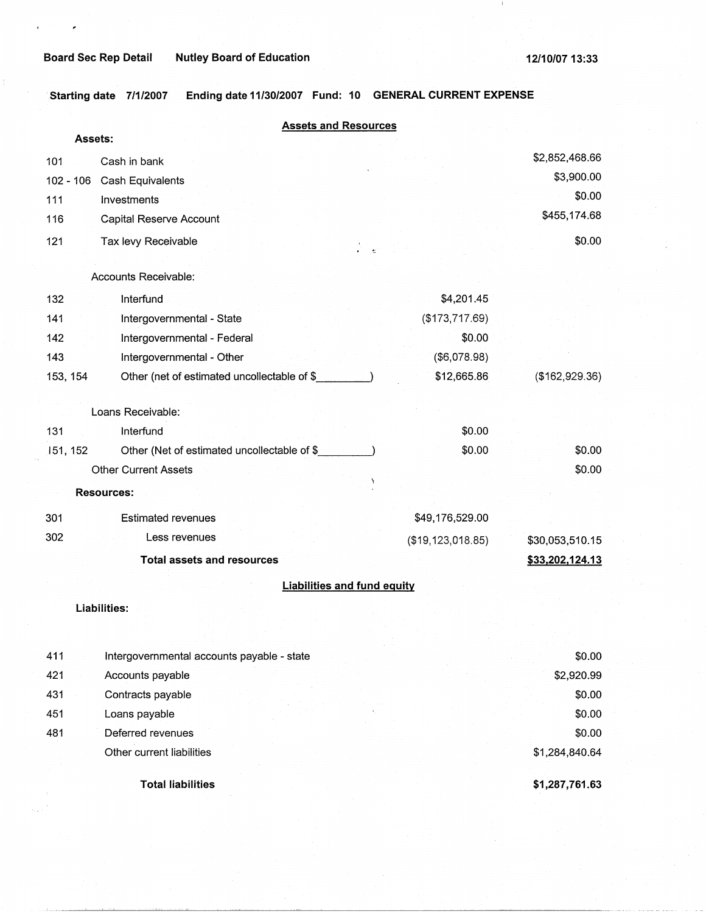Board Sec Rep Detail    Nutley Board of Education    12/10/07 13:33

Starting date 7/1/2007    Ending date 11/30/2007    Fund: 10    GENERAL CURRENT EXPENSE

## Assets and Resources

| | | | |
|---|---|---|---|
| **Assets:** | | | |
| 101 | Cash in bank | | $2,852,468.66 |
| 102 - 106 | Cash Equivalents | | $3,900.00 |
| 111 | Investments | | $0.00 |
| 116 | Capital Reserve Account | | $455,174.68 |
| 121 | Tax levy Receivable | | $0.00 |
| | Accounts Receivable: | | |
| 132 | Interfund | $4,201.45 | |
| 141 | Intergovernmental - State | ($173,717.69) | |
| 142 | Intergovernmental - Federal | $0.00 | |
| 143 | Intergovernmental - Other | ($6,078.98) | |
| 153, 154 | Other (net of estimated uncollectable of $_________) | $12,665.86 | ($162,929.36) |
| | Loans Receivable: | | |
| 131 | Interfund | $0.00 | |
| 151, 152 | Other (Net of estimated uncollectable of $_________) | $0.00 | $0.00 |
| | Other Current Assets | | $0.00 |
| **Resources:** | | | |
| 301 | Estimated revenues | $49,176,529.00 | |
| 302 | Less revenues | ($19,123,018.85) | $30,053,510.15 |
| | **Total assets and resources** | | **$33,202,124.13** |

## Liabilities and fund equity

| | | |
|---|---|---|
| **Liabilities:** | | |
| 411 | Intergovernmental accounts payable - state | $0.00 |
| 421 | Accounts payable | $2,920.99 |
| 431 | Contracts payable | $0.00 |
| 451 | Loans payable | $0.00 |
| 481 | Deferred revenues | $0.00 |
| | Other current liabilities | $1,284,840.64 |
| | **Total liabilities** | **$1,287,761.63** |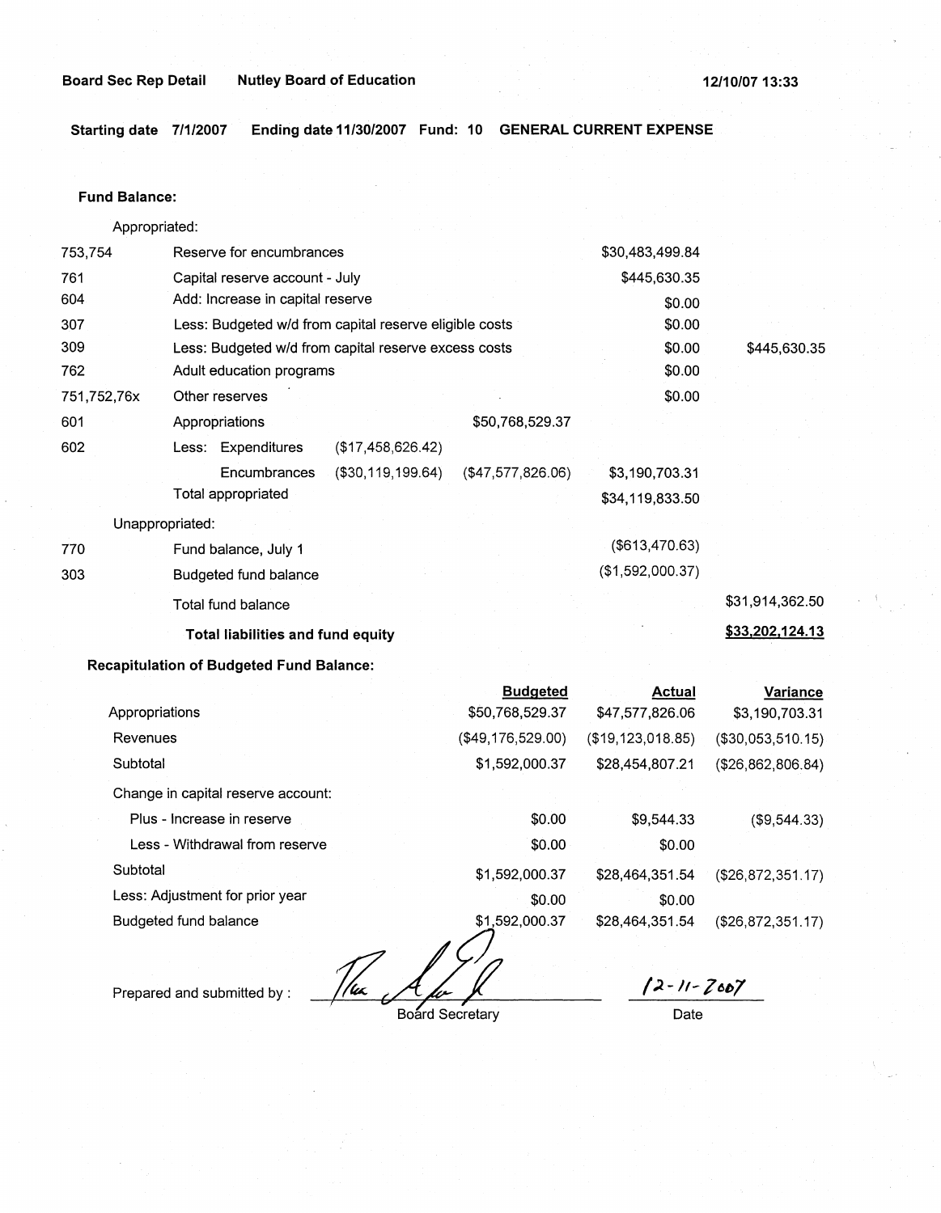Board Sec Rep Detail    Nutley Board of Education    12/10/07 13:33

Starting date 7/1/2007    Ending date 11/30/2007    Fund: 10    GENERAL CURRENT EXPENSE

**Fund Balance:**

| | | | | | |
|---|---|---|---|---|---|
| | Appropriated: | | | | |
| 753,754 | Reserve for encumbrances | | | $30,483,499.84 | |
| 761 | Capital reserve account - July | | | $445,630.35 | |
| 604 | Add: Increase in capital reserve | | | $0.00 | |
| 307 | Less: Budgeted w/d from capital reserve eligible costs | | | $0.00 | |
| 309 | Less: Budgeted w/d from capital reserve excess costs | | | $0.00 | $445,630.35 |
| 762 | Adult education programs | | | $0.00 | |
| 751,752,76x | Other reserves | | | $0.00 | |
| 601 | Appropriations | | $50,768,529.37 | | |
| 602 | Less: Expenditures | ($17,458,626.42) | | | |
| | Encumbrances | ($30,119,199.64) | ($47,577,826.06) | $3,190,703.31 | |
| | Total appropriated | | | $34,119,833.50 | |
| | Unappropriated: | | | | |
| 770 | Fund balance, July 1 | | | ($613,470.63) | |
| 303 | Budgeted fund balance | | | ($1,592,000.37) | |
| | Total fund balance | | | | $31,914,362.50 |
| | **Total liabilities and fund equity** | | | | **$33,202,124.13** |

**Recapitulation of Budgeted Fund Balance:**

| | Budgeted | Actual | Variance |
|---|---|---|---|
| Appropriations | $50,768,529.37 | $47,577,826.06 | $3,190,703.31 |
| Revenues | ($49,176,529.00) | ($19,123,018.85) | ($30,053,510.15) |
| Subtotal | $1,592,000.37 | $28,454,807.21 | ($26,862,806.84) |
| Change in capital reserve account: | | | |
| Plus - Increase in reserve | $0.00 | $9,544.33 | ($9,544.33) |
| Less - Withdrawal from reserve | $0.00 | $0.00 | |
| Subtotal | $1,592,000.37 | $28,464,351.54 | ($26,872,351.17) |
| Less: Adjustment for prior year | $0.00 | $0.00 | |
| Budgeted fund balance | $1,592,000.37 | $28,464,351.54 | ($26,872,351.17) |

Prepared and submitted by : [signature] Board Secretary    12-11-2007 Date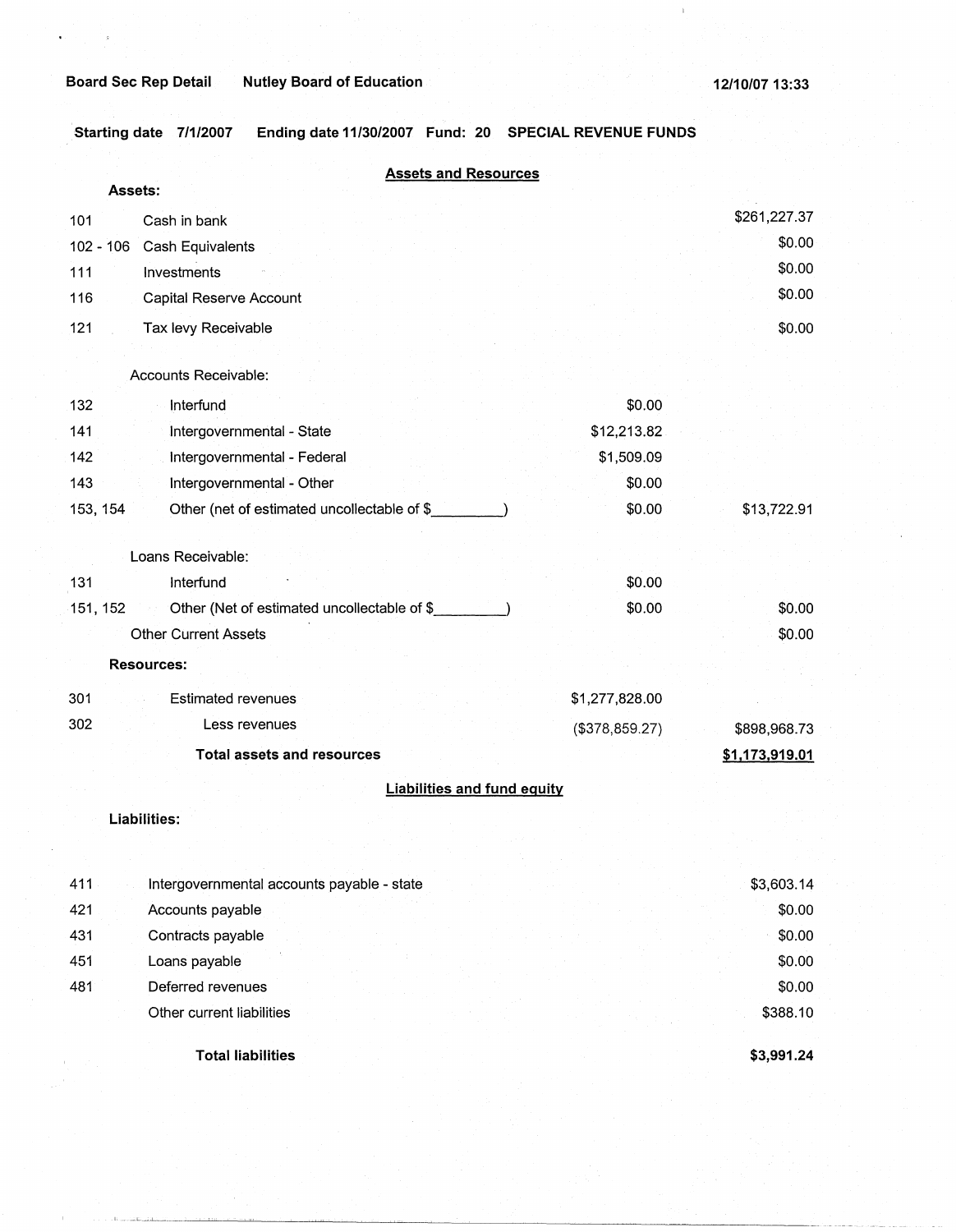Board Sec Rep Detail    Nutley Board of Education    12/10/07 13:33

Starting date 7/1/2007    Ending date 11/30/2007    Fund: 20    SPECIAL REVENUE FUNDS

## Assets and Resources

**Assets:**

| | | | |
|---|---|---|---|
| 101 | Cash in bank | | $261,227.37 |
| 102 - 106 | Cash Equivalents | | $0.00 |
| 111 | Investments | | $0.00 |
| 116 | Capital Reserve Account | | $0.00 |
| 121 | Tax levy Receivable | | $0.00 |
| | Accounts Receivable: | | |
| 132 | Interfund | $0.00 | |
| 141 | Intergovernmental - State | $12,213.82 | |
| 142 | Intergovernmental - Federal | $1,509.09 | |
| 143 | Intergovernmental - Other | $0.00 | |
| 153, 154 | Other (net of estimated uncollectable of $________) | $0.00 | $13,722.91 |
| | Loans Receivable: | | |
| 131 | Interfund | $0.00 | |
| 151, 152 | Other (Net of estimated uncollectable of $________) | $0.00 | $0.00 |
| | Other Current Assets | | $0.00 |
| | **Resources:** | | |
| 301 | Estimated revenues | $1,277,828.00 | |
| 302 | Less revenues | ($378,859.27) | $898,968.73 |
| | **Total assets and resources** | | **$1,173,919.01** |

## Liabilities and fund equity

**Liabilities:**

| | | |
|---|---|---|
| 411 | Intergovernmental accounts payable - state | $3,603.14 |
| 421 | Accounts payable | $0.00 |
| 431 | Contracts payable | $0.00 |
| 451 | Loans payable | $0.00 |
| 481 | Deferred revenues | $0.00 |
| | Other current liabilities | $388.10 |
| | **Total liabilities** | **$3,991.24** |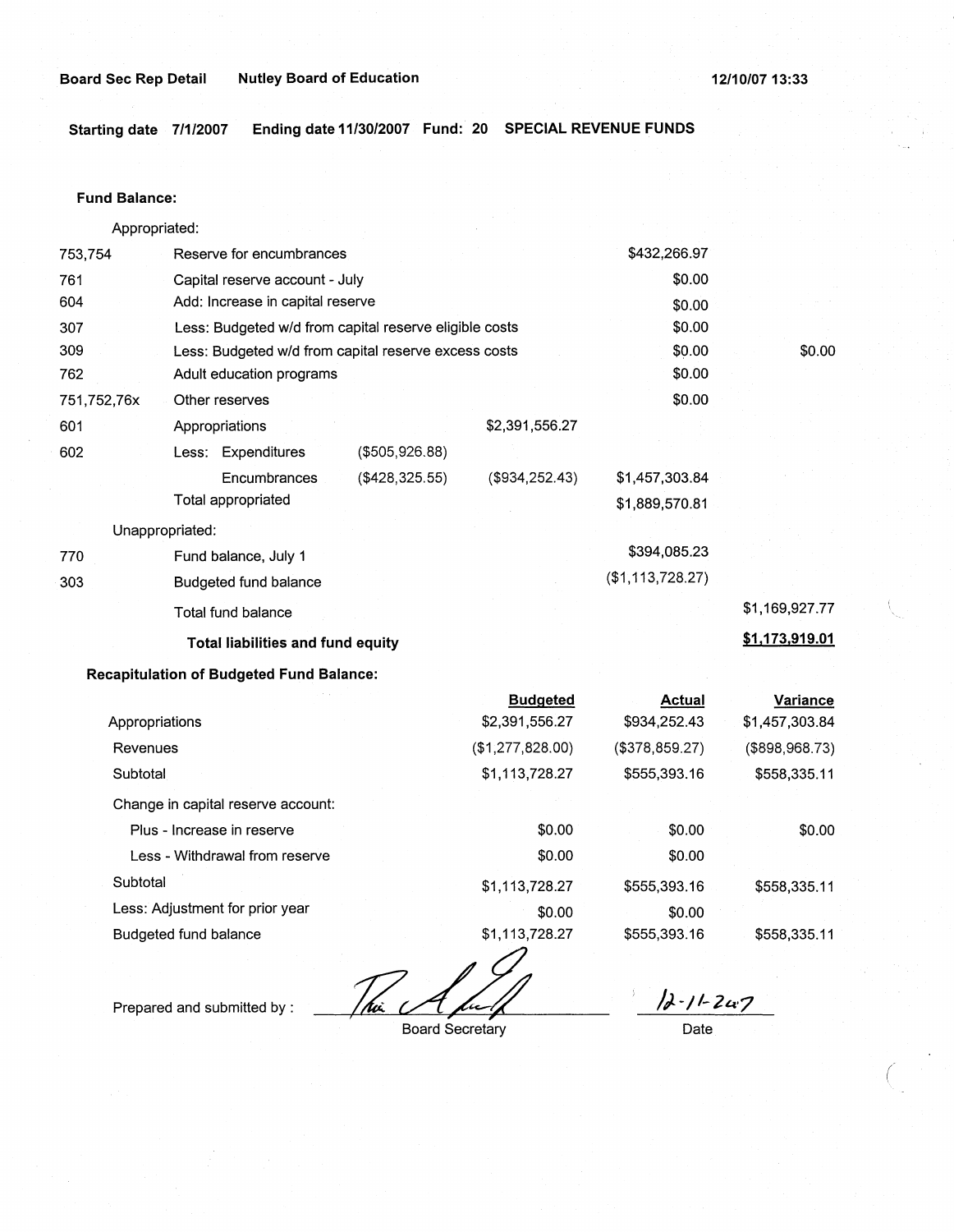Board Sec Rep Detail Nutley Board of Education 12/10/07 13:33

Starting date 7/1/2007 Ending date 11/30/2007 Fund: 20 SPECIAL REVENUE FUNDS

**Fund Balance:**

| | | | | | |
|---|---|---|---|---|---|
| | Appropriated: | | | | |
| 753,754 | Reserve for encumbrances | | | $432,266.97 | |
| 761 | Capital reserve account - July | | | $0.00 | |
| 604 | Add: Increase in capital reserve | | | $0.00 | |
| 307 | Less: Budgeted w/d from capital reserve eligible costs | | | $0.00 | |
| 309 | Less: Budgeted w/d from capital reserve excess costs | | | $0.00 | $0.00 |
| 762 | Adult education programs | | | $0.00 | |
| 751,752,76x | Other reserves | | | $0.00 | |
| 601 | Appropriations | | $2,391,556.27 | | |
| 602 | Less: Expenditures | ($505,926.88) | | | |
| | Encumbrances | ($428,325.55) | ($934,252.43) | $1,457,303.84 | |
| | Total appropriated | | | $1,889,570.81 | |
| | Unappropriated: | | | | |
| 770 | Fund balance, July 1 | | | $394,085.23 | |
| 303 | Budgeted fund balance | | | ($1,113,728.27) | |
| | Total fund balance | | | | $1,169,927.77 |
| | **Total liabilities and fund equity** | | | | **$1,173,919.01** |

**Recapitulation of Budgeted Fund Balance:**

| | Budgeted | Actual | Variance |
|---|---|---|---|
| Appropriations | $2,391,556.27 | $934,252.43 | $1,457,303.84 |
| Revenues | ($1,277,828.00) | ($378,859.27) | ($898,968.73) |
| Subtotal | $1,113,728.27 | $555,393.16 | $558,335.11 |
| Change in capital reserve account: | | | |
| Plus - Increase in reserve | $0.00 | $0.00 | $0.00 |
| Less - Withdrawal from reserve | $0.00 | $0.00 | |
| Subtotal | $1,113,728.27 | $555,393.16 | $558,335.11 |
| Less: Adjustment for prior year | $0.00 | $0.00 | |
| Budgeted fund balance | $1,113,728.27 | $555,393.16 | $558,335.11 |

Prepared and submitted by : [signature] Board Secretary

12-11-2007

Date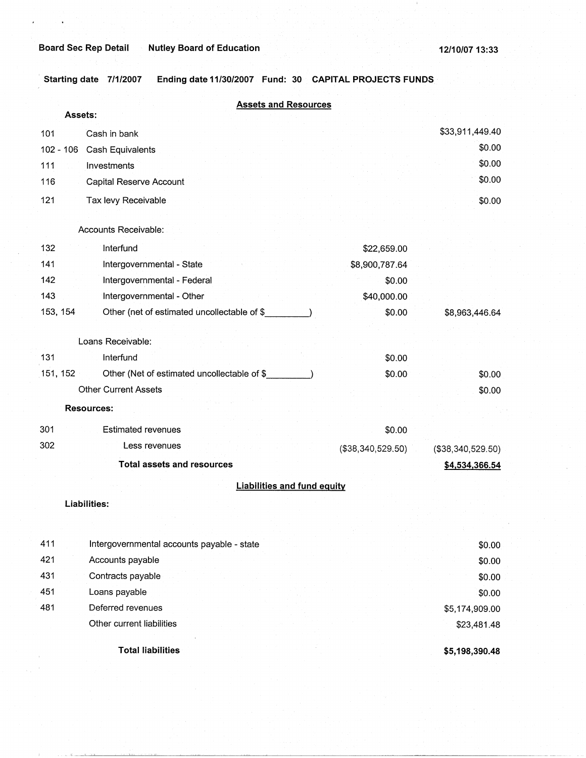Board Sec Rep Detail Nutley Board of Education 12/10/07 13:33

Starting date 7/1/2007 Ending date 11/30/2007 Fund: 30 CAPITAL PROJECTS FUNDS

## Assets and Resources

**Assets:**

| | | | |
|---|---|---|---|
| 101 | Cash in bank | | $33,911,449.40 |
| 102 - 106 | Cash Equivalents | | $0.00 |
| 111 | Investments | | $0.00 |
| 116 | Capital Reserve Account | | $0.00 |
| 121 | Tax levy Receivable | | $0.00 |
| | Accounts Receivable: | | |
| 132 | Interfund | $22,659.00 | |
| 141 | Intergovernmental - State | $8,900,787.64 | |
| 142 | Intergovernmental - Federal | $0.00 | |
| 143 | Intergovernmental - Other | $40,000.00 | |
| 153, 154 | Other (net of estimated uncollectable of $_________) | $0.00 | $8,963,446.64 |
| | Loans Receivable: | | |
| 131 | Interfund | $0.00 | |
| 151, 152 | Other (Net of estimated uncollectable of $_________) | $0.00 | $0.00 |
| | Other Current Assets | | $0.00 |
| | **Resources:** | | |
| 301 | Estimated revenues | $0.00 | |
| 302 | Less revenues | ($38,340,529.50) | ($38,340,529.50) |
| | **Total assets and resources** | | **$4,534,366.54** |

## Liabilities and fund equity

**Liabilities:**

| | | |
|---|---|---|
| 411 | Intergovernmental accounts payable - state | $0.00 |
| 421 | Accounts payable | $0.00 |
| 431 | Contracts payable | $0.00 |
| 451 | Loans payable | $0.00 |
| 481 | Deferred revenues | $5,174,909.00 |
| | Other current liabilities | $23,481.48 |
| | **Total liabilities** | **$5,198,390.48** |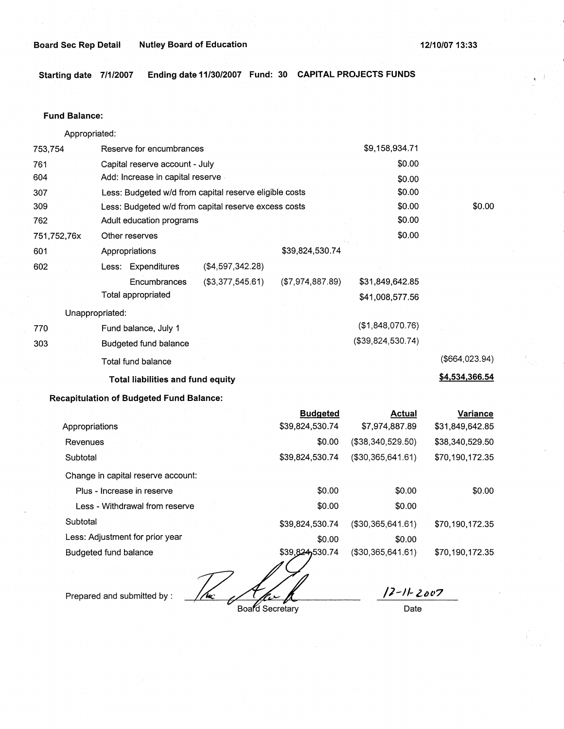Board Sec Rep Detail    Nutley Board of Education    12/10/07 13:33

**Starting date 7/1/2007    Ending date 11/30/2007    Fund: 30    CAPITAL PROJECTS FUNDS**

**Fund Balance:**

| | | | | | |
|---|---|---|---|---|---|
| | Appropriated: | | | | |
| 753,754 | Reserve for encumbrances | | | $9,158,934.71 | |
| 761 | Capital reserve account - July | | | $0.00 | |
| 604 | Add: Increase in capital reserve | | | $0.00 | |
| 307 | Less: Budgeted w/d from capital reserve eligible costs | | | $0.00 | |
| 309 | Less: Budgeted w/d from capital reserve excess costs | | | $0.00 | $0.00 |
| 762 | Adult education programs | | | $0.00 | |
| 751,752,76x | Other reserves | | | $0.00 | |
| 601 | Appropriations | | $39,824,530.74 | | |
| 602 | Less: Expenditures | ($4,597,342.28) | | | |
| | Encumbrances | ($3,377,545.61) | ($7,974,887.89) | $31,849,642.85 | |
| | Total appropriated | | | $41,008,577.56 | |
| | Unappropriated: | | | | |
| 770 | Fund balance, July 1 | | | ($1,848,070.76) | |
| 303 | Budgeted fund balance | | | ($39,824,530.74) | |
| | Total fund balance | | | | ($664,023.94) |
| | **Total liabilities and fund equity** | | | | **$4,534,366.54** |

**Recapitulation of Budgeted Fund Balance:**

| | Budgeted | Actual | Variance |
|---|---|---|---|
| Appropriations | $39,824,530.74 | $7,974,887.89 | $31,849,642.85 |
| Revenues | $0.00 | ($38,340,529.50) | $38,340,529.50 |
| Subtotal | $39,824,530.74 | ($30,365,641.61) | $70,190,172.35 |
| Change in capital reserve account: | | | |
| Plus - Increase in reserve | $0.00 | $0.00 | $0.00 |
| Less - Withdrawal from reserve | $0.00 | $0.00 | |
| Subtotal | $39,824,530.74 | ($30,365,641.61) | $70,190,172.35 |
| Less: Adjustment for prior year | $0.00 | $0.00 | |
| Budgeted fund balance | $39,824,530.74 | ($30,365,641.61) | $70,190,172.35 |

Prepared and submitted by : ______________________ Board Secretary    12-11-2007 Date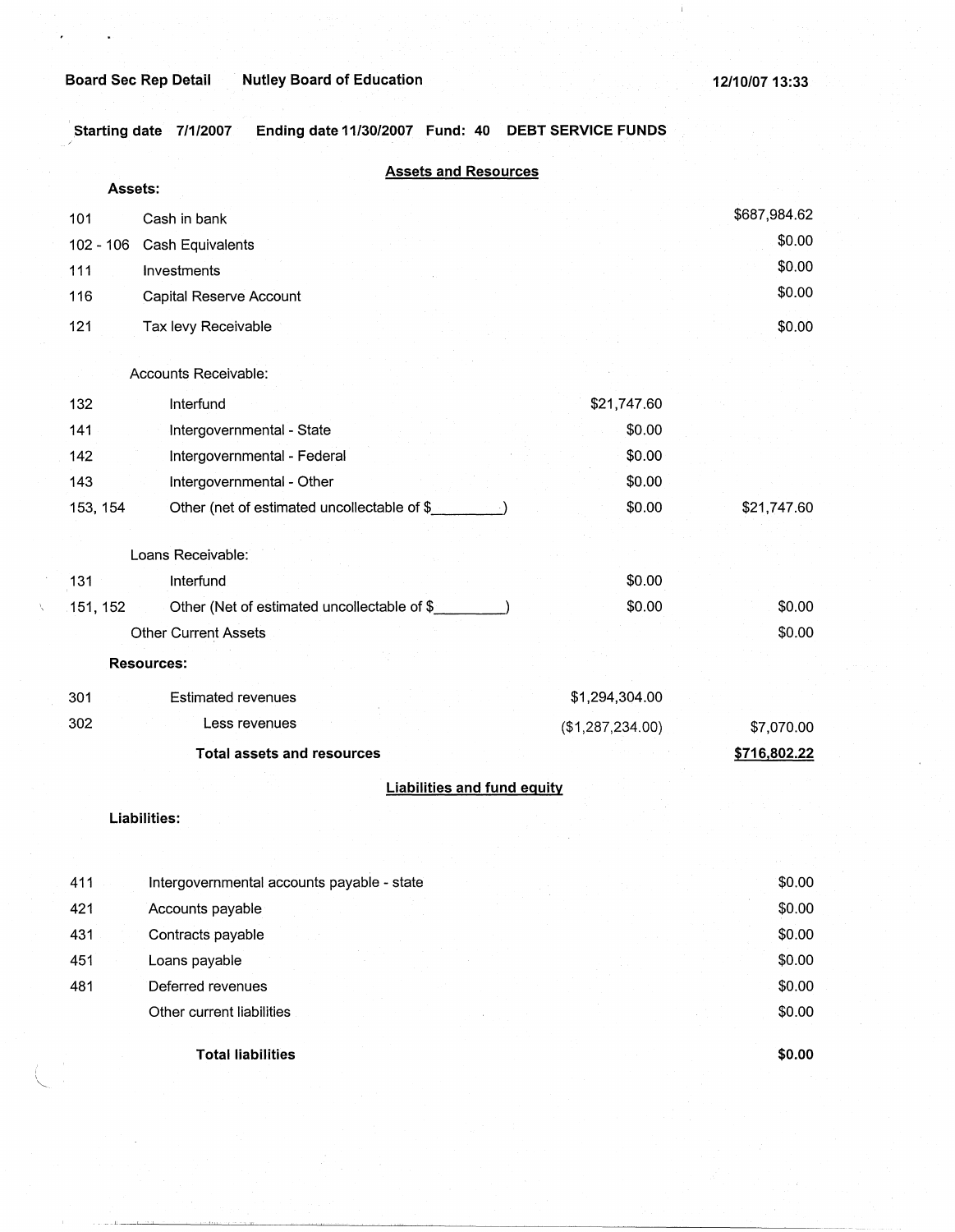Board Sec Rep Detail    Nutley Board of Education    12/10/07 13:33

Starting date 7/1/2007    Ending date 11/30/2007    Fund: 40    DEBT SERVICE FUNDS

## Assets and Resources

**Assets:**

| | | | |
|---|---|---|---|
| 101 | Cash in bank | | $687,984.62 |
| 102 - 106 | Cash Equivalents | | $0.00 |
| 111 | Investments | | $0.00 |
| 116 | Capital Reserve Account | | $0.00 |
| 121 | Tax levy Receivable | | $0.00 |
| | Accounts Receivable: | | |
| 132 | Interfund | $21,747.60 | |
| 141 | Intergovernmental - State | $0.00 | |
| 142 | Intergovernmental - Federal | $0.00 | |
| 143 | Intergovernmental - Other | $0.00 | |
| 153, 154 | Other (net of estimated uncollectable of $________) | $0.00 | $21,747.60 |
| | Loans Receivable: | | |
| 131 | Interfund | $0.00 | |
| 151, 152 | Other (Net of estimated uncollectable of $________) | $0.00 | $0.00 |
| | Other Current Assets | | $0.00 |
| | **Resources:** | | |
| 301 | Estimated revenues | $1,294,304.00 | |
| 302 | Less revenues | ($1,287,234.00) | $7,070.00 |
| | **Total assets and resources** | | **$716,802.22** |

## Liabilities and fund equity

**Liabilities:**

| | | |
|---|---|---|
| 411 | Intergovernmental accounts payable - state | $0.00 |
| 421 | Accounts payable | $0.00 |
| 431 | Contracts payable | $0.00 |
| 451 | Loans payable | $0.00 |
| 481 | Deferred revenues | $0.00 |
| | Other current liabilities | $0.00 |
| | **Total liabilities** | **$0.00** |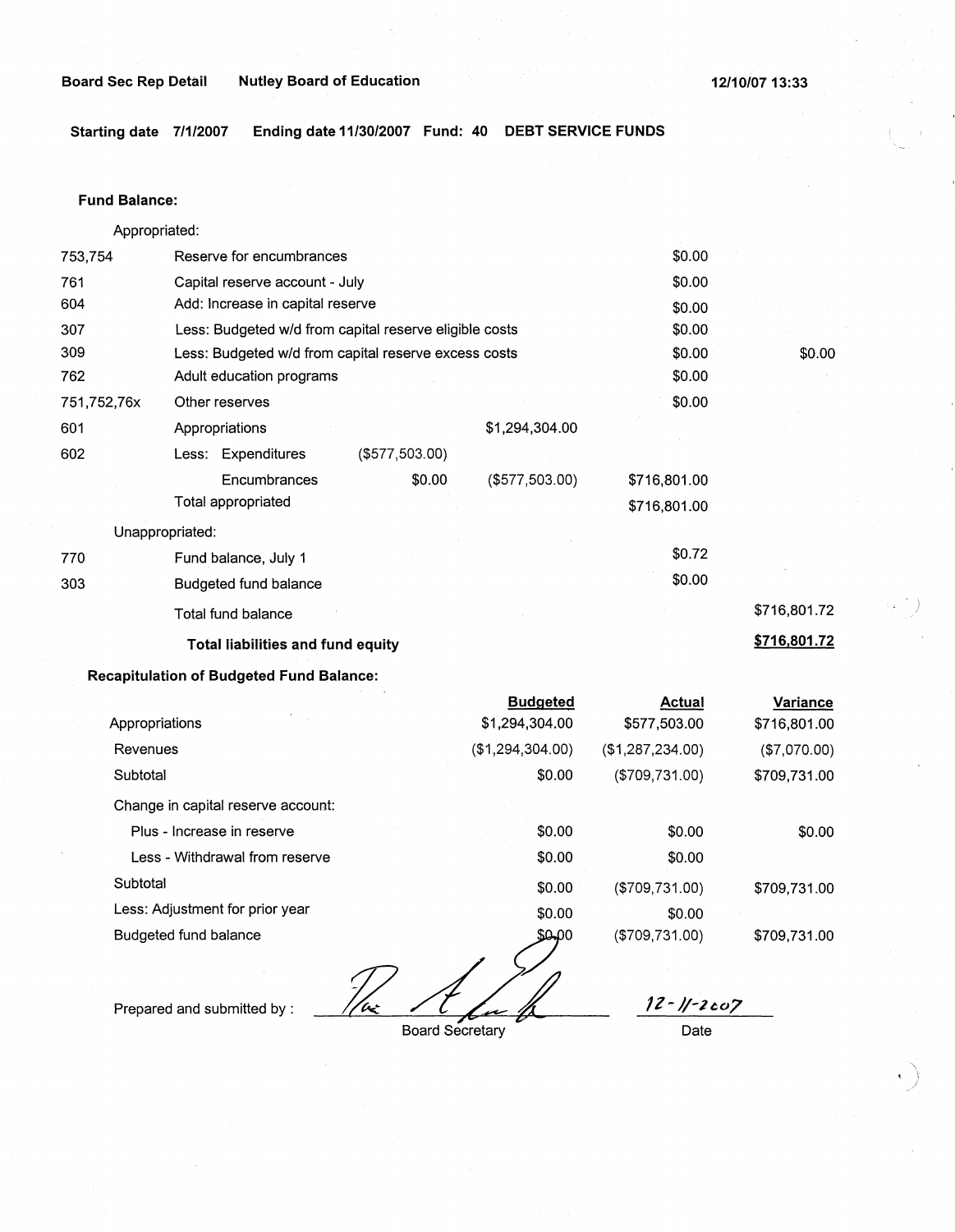Board Sec Rep Detail    Nutley Board of Education    12/10/07 13:33

Starting date 7/1/2007    Ending date 11/30/2007    Fund: 40    DEBT SERVICE FUNDS

**Fund Balance:**

| | | | | | |
|---|---|---|---|---|---|
| | Appropriated: | | | | |
| 753,754 | Reserve for encumbrances | | | $0.00 | |
| 761 | Capital reserve account - July | | | $0.00 | |
| 604 | Add: Increase in capital reserve | | | $0.00 | |
| 307 | Less: Budgeted w/d from capital reserve eligible costs | | | $0.00 | |
| 309 | Less: Budgeted w/d from capital reserve excess costs | | | $0.00 | $0.00 |
| 762 | Adult education programs | | | $0.00 | |
| 751,752,76x | Other reserves | | | $0.00 | |
| 601 | Appropriations | | $1,294,304.00 | | |
| 602 | Less: Expenditures | ($577,503.00) | | | |
| | Encumbrances | $0.00 | ($577,503.00) | $716,801.00 | |
| | Total appropriated | | | $716,801.00 | |
| | Unappropriated: | | | | |
| 770 | Fund balance, July 1 | | | $0.72 | |
| 303 | Budgeted fund balance | | | $0.00 | |
| | Total fund balance | | | | $716,801.72 |
| | **Total liabilities and fund equity** | | | | **$716,801.72** |

**Recapitulation of Budgeted Fund Balance:**

| | Budgeted | Actual | Variance |
|---|---|---|---|
| Appropriations | $1,294,304.00 | $577,503.00 | $716,801.00 |
| Revenues | ($1,294,304.00) | ($1,287,234.00) | ($7,070.00) |
| Subtotal | $0.00 | ($709,731.00) | $709,731.00 |
| Change in capital reserve account: | | | |
| Plus - Increase in reserve | $0.00 | $0.00 | $0.00 |
| Less - Withdrawal from reserve | $0.00 | $0.00 | |
| Subtotal | $0.00 | ($709,731.00) | $709,731.00 |
| Less: Adjustment for prior year | $0.00 | $0.00 | |
| Budgeted fund balance | $0.00 | ($709,731.00) | $709,731.00 |

Prepared and submitted by : _______________ Board Secretary    12-11-2007 Date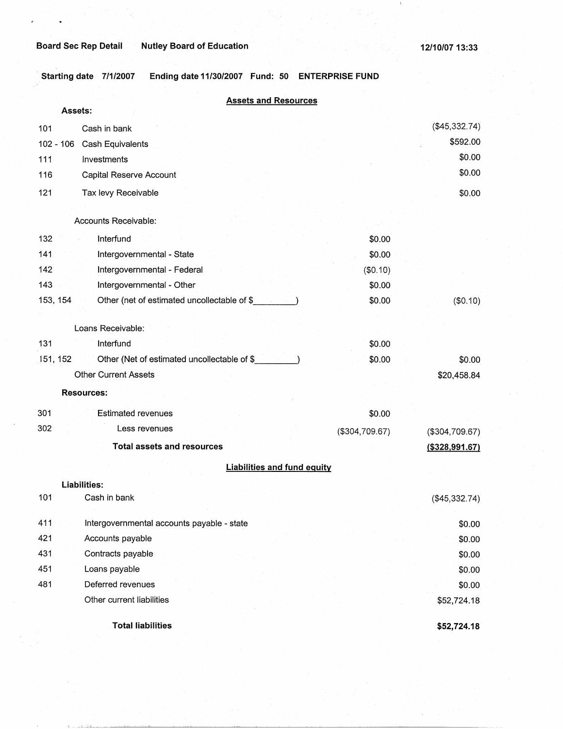Board Sec Rep Detail    Nutley Board of Education    12/10/07 13:33

Starting date 7/1/2007    Ending date 11/30/2007  Fund: 50  ENTERPRISE FUND

## Assets and Resources

| | | | |
|---|---|---|---|
| **Assets:** | | | |
| 101 | Cash in bank | | ($45,332.74) |
| 102 - 106 | Cash Equivalents | | $592.00 |
| 111 | Investments | | $0.00 |
| 116 | Capital Reserve Account | | $0.00 |
| 121 | Tax levy Receivable | | $0.00 |
| | Accounts Receivable: | | |
| 132 | Interfund | $0.00 | |
| 141 | Intergovernmental - State | $0.00 | |
| 142 | Intergovernmental - Federal | ($0.10) | |
| 143 | Intergovernmental - Other | $0.00 | |
| 153, 154 | Other (net of estimated uncollectable of $_________) | $0.00 | ($0.10) |
| | Loans Receivable: | | |
| 131 | Interfund | $0.00 | |
| 151, 152 | Other (Net of estimated uncollectable of $_________) | $0.00 | $0.00 |
| | Other Current Assets | | $20,458.84 |
| **Resources:** | | | |
| 301 | Estimated revenues | $0.00 | |
| 302 | Less revenues | ($304,709.67) | ($304,709.67) |
| | **Total assets and resources** | | **($328,991.67)** |

## Liabilities and fund equity

| | | |
|---|---|---|
| **Liabilities:** | | |
| 101 | Cash in bank | ($45,332.74) |
| 411 | Intergovernmental accounts payable - state | $0.00 |
| 421 | Accounts payable | $0.00 |
| 431 | Contracts payable | $0.00 |
| 451 | Loans payable | $0.00 |
| 481 | Deferred revenues | $0.00 |
| | Other current liabilities | $52,724.18 |
| | **Total liabilities** | **$52,724.18** |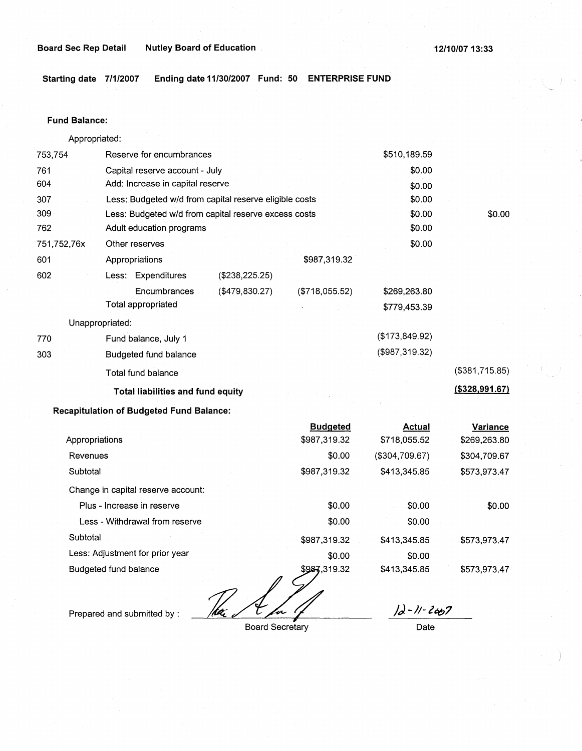**Board Sec Rep Detail** **Nutley Board of Education** **12/10/07 13:33**

**Starting date 7/1/2007 Ending date 11/30/2007 Fund: 50 ENTERPRISE FUND**

**Fund Balance:**

| | | | | | |
|---|---|---|---|---|---|
| | Appropriated: | | | | |
| 753,754 | Reserve for encumbrances | | | $510,189.59 | |
| 761 | Capital reserve account - July | | | $0.00 | |
| 604 | Add: Increase in capital reserve | | | $0.00 | |
| 307 | Less: Budgeted w/d from capital reserve eligible costs | | | $0.00 | |
| 309 | Less: Budgeted w/d from capital reserve excess costs | | | $0.00 | $0.00 |
| 762 | Adult education programs | | | $0.00 | |
| 751,752,76x | Other reserves | | | $0.00 | |
| 601 | Appropriations | | $987,319.32 | | |
| 602 | Less: Expenditures | ($238,225.25) | | | |
| | Encumbrances | ($479,830.27) | ($718,055.52) | $269,263.80 | |
| | Total appropriated | | | $779,453.39 | |
| | Unappropriated: | | | | |
| 770 | Fund balance, July 1 | | | ($173,849.92) | |
| 303 | Budgeted fund balance | | | ($987,319.32) | |
| | Total fund balance | | | | ($381,715.85) |
| | **Total liabilities and fund equity** | | | | **($328,991.67)** |

**Recapitulation of Budgeted Fund Balance:**

| | Budgeted | Actual | Variance |
|---|---|---|---|
| Appropriations | $987,319.32 | $718,055.52 | $269,263.80 |
| Revenues | $0.00 | ($304,709.67) | $304,709.67 |
| Subtotal | $987,319.32 | $413,345.85 | $573,973.47 |
| Change in capital reserve account: | | | |
| Plus - Increase in reserve | $0.00 | $0.00 | $0.00 |
| Less - Withdrawal from reserve | $0.00 | $0.00 | |
| Subtotal | $987,319.32 | $413,345.85 | $573,973.47 |
| Less: Adjustment for prior year | $0.00 | $0.00 | |
| Budgeted fund balance | $987,319.32 | $413,345.85 | $573,973.47 |

Prepared and submitted by : ____________________ Board Secretary

12-11-2007
Date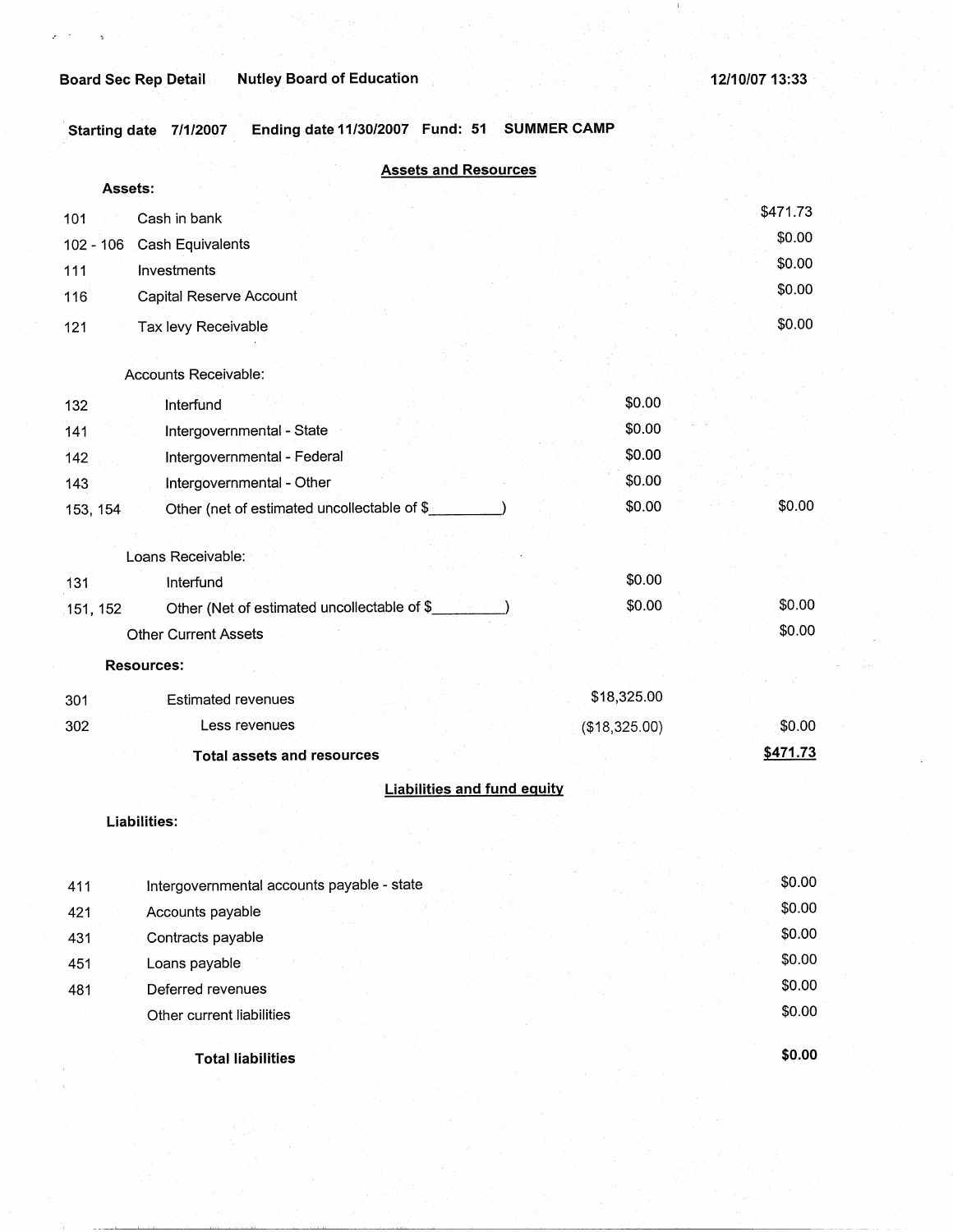Board Sec Rep Detail    Nutley Board of Education    12/10/07 13:33

Starting date 7/1/2007    Ending date 11/30/2007    Fund: 51    SUMMER CAMP

## Assets and Resources

| | | | |
|---|---|---|---|
| **Assets:** | | | |
| 101 | Cash in bank | | $471.73 |
| 102 - 106 | Cash Equivalents | | $0.00 |
| 111 | Investments | | $0.00 |
| 116 | Capital Reserve Account | | $0.00 |
| 121 | Tax levy Receivable | | $0.00 |
| | Accounts Receivable: | | |
| 132 | Interfund | $0.00 | |
| 141 | Intergovernmental - State | $0.00 | |
| 142 | Intergovernmental - Federal | $0.00 | |
| 143 | Intergovernmental - Other | $0.00 | |
| 153, 154 | Other (net of estimated uncollectable of $_________) | $0.00 | $0.00 |
| | Loans Receivable: | | |
| 131 | Interfund | $0.00 | |
| 151, 152 | Other (Net of estimated uncollectable of $_________) | $0.00 | $0.00 |
| | Other Current Assets | | $0.00 |
| **Resources:** | | | |
| 301 | Estimated revenues | $18,325.00 | |
| 302 | Less revenues | ($18,325.00) | $0.00 |
| | **Total assets and resources** | | **$471.73** |

## Liabilities and fund equity

| | | |
|---|---|---|
| **Liabilities:** | | |
| 411 | Intergovernmental accounts payable - state | $0.00 |
| 421 | Accounts payable | $0.00 |
| 431 | Contracts payable | $0.00 |
| 451 | Loans payable | $0.00 |
| 481 | Deferred revenues | $0.00 |
| | Other current liabilities | $0.00 |
| | **Total liabilities** | **$0.00** |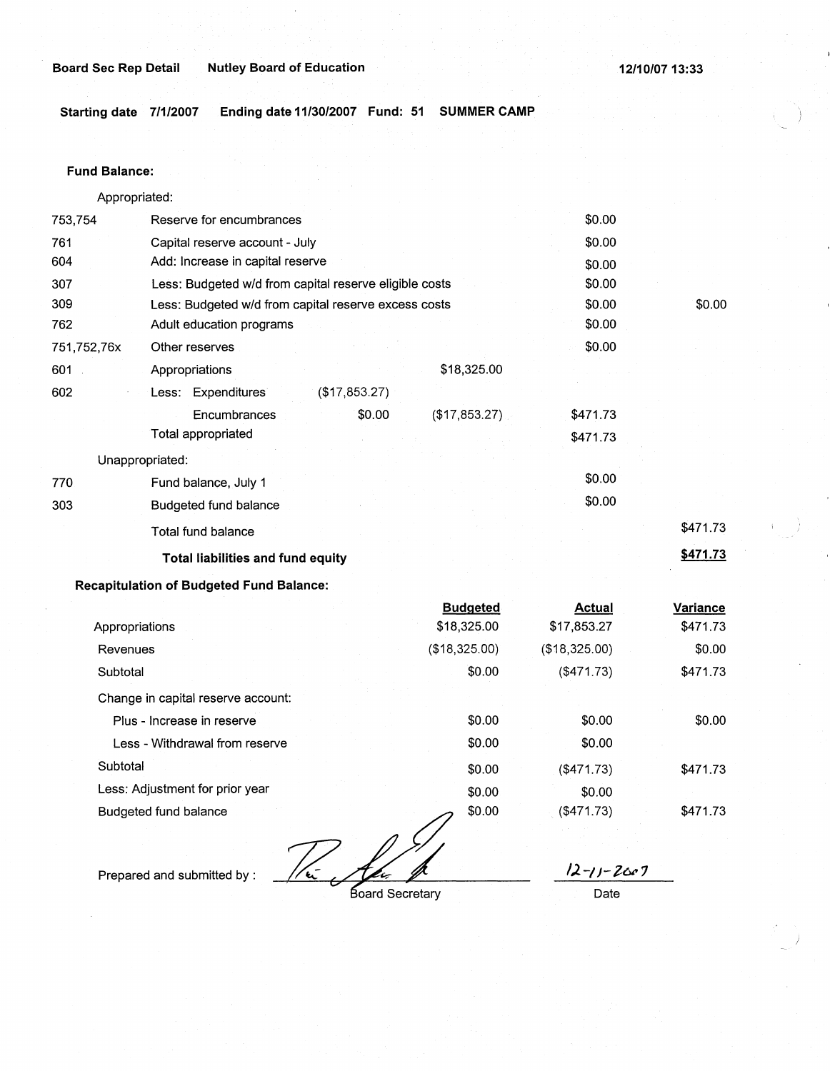**Board Sec Rep Detail** **Nutley Board of Education** **12/10/07 13:33**

**Starting date 7/1/2007** **Ending date 11/30/2007** **Fund: 51** **SUMMER CAMP**

**Fund Balance:**

Appropriated:

| | | | | | |
|---|---|---|---|---|---|
| 753,754 | Reserve for encumbrances | | | $0.00 | |
| 761 | Capital reserve account - July | | | $0.00 | |
| 604 | Add: Increase in capital reserve | | | $0.00 | |
| 307 | Less: Budgeted w/d from capital reserve eligible costs | | | $0.00 | |
| 309 | Less: Budgeted w/d from capital reserve excess costs | | | $0.00 | $0.00 |
| 762 | Adult education programs | | | $0.00 | |
| 751,752,76x | Other reserves | | | $0.00 | |
| 601 | Appropriations | | $18,325.00 | | |
| 602 | Less: Expenditures | ($17,853.27) | | | |
| | Encumbrances | $0.00 | ($17,853.27) | $471.73 | |
| | Total appropriated | | | $471.73 | |

Unappropriated:

| | | | | | |
|---|---|---|---|---|---|
| 770 | Fund balance, July 1 | | | $0.00 | |
| 303 | Budgeted fund balance | | | $0.00 | |
| | Total fund balance | | | | $471.73 |
| | **Total liabilities and fund equity** | | | | **$471.73** |

**Recapitulation of Budgeted Fund Balance:**

| | Budgeted | Actual | Variance |
|---|---|---|---|
| Appropriations | $18,325.00 | $17,853.27 | $471.73 |
| Revenues | ($18,325.00) | ($18,325.00) | $0.00 |
| Subtotal | $0.00 | ($471.73) | $471.73 |
| Change in capital reserve account: | | | |
| Plus - Increase in reserve | $0.00 | $0.00 | $0.00 |
| Less - Withdrawal from reserve | $0.00 | $0.00 | |
| Subtotal | $0.00 | ($471.73) | $471.73 |
| Less: Adjustment for prior year | $0.00 | $0.00 | |
| Budgeted fund balance | $0.00 | ($471.73) | $471.73 |

Prepared and submitted by : [signature] Board Secretary

12-11-2007
Date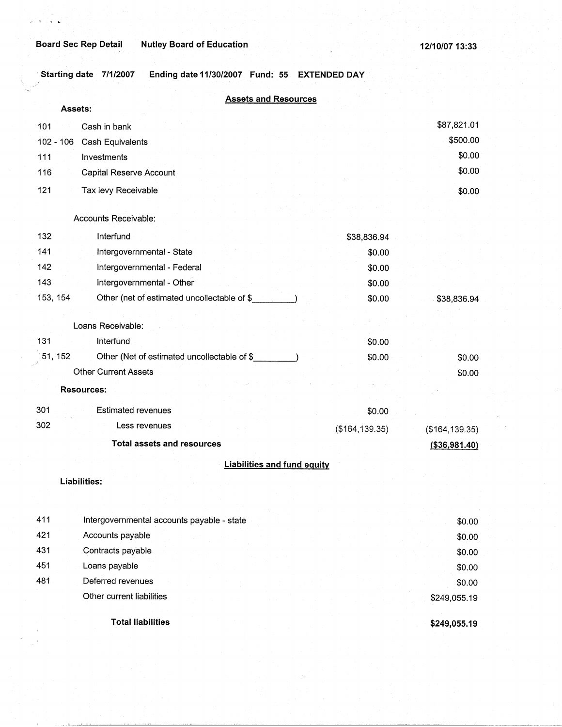Board Sec Rep Detail    Nutley Board of Education    12/10/07 13:33

Starting date 7/1/2007    Ending date 11/30/2007    Fund: 55    EXTENDED DAY

## Assets and Resources

| Code | Description | | Amount |
|---|---|---|---|
| **Assets:** | | | |
| 101 | Cash in bank | | $87,821.01 |
| 102 - 106 | Cash Equivalents | | $500.00 |
| 111 | Investments | | $0.00 |
| 116 | Capital Reserve Account | | $0.00 |
| 121 | Tax levy Receivable | | $0.00 |
| | Accounts Receivable: | | |
| 132 | Interfund | $38,836.94 | |
| 141 | Intergovernmental - State | $0.00 | |
| 142 | Intergovernmental - Federal | $0.00 | |
| 143 | Intergovernmental - Other | $0.00 | |
| 153, 154 | Other (net of estimated uncollectable of $_________) | $0.00 | $38,836.94 |
| | Loans Receivable: | | |
| 131 | Interfund | $0.00 | |
| 151, 152 | Other (Net of estimated uncollectable of $_________) | $0.00 | $0.00 |
| | Other Current Assets | | $0.00 |
| **Resources:** | | | |
| 301 | Estimated revenues | $0.00 | |
| 302 | Less revenues | ($164,139.35) | ($164,139.35) |
| | **Total assets and resources** | | **($36,981.40)** |

## Liabilities and fund equity

| Code | Description | Amount |
|---|---|---|
| **Liabilities:** | | |
| 411 | Intergovernmental accounts payable - state | $0.00 |
| 421 | Accounts payable | $0.00 |
| 431 | Contracts payable | $0.00 |
| 451 | Loans payable | $0.00 |
| 481 | Deferred revenues | $0.00 |
| | Other current liabilities | $249,055.19 |
| | **Total liabilities** | **$249,055.19** |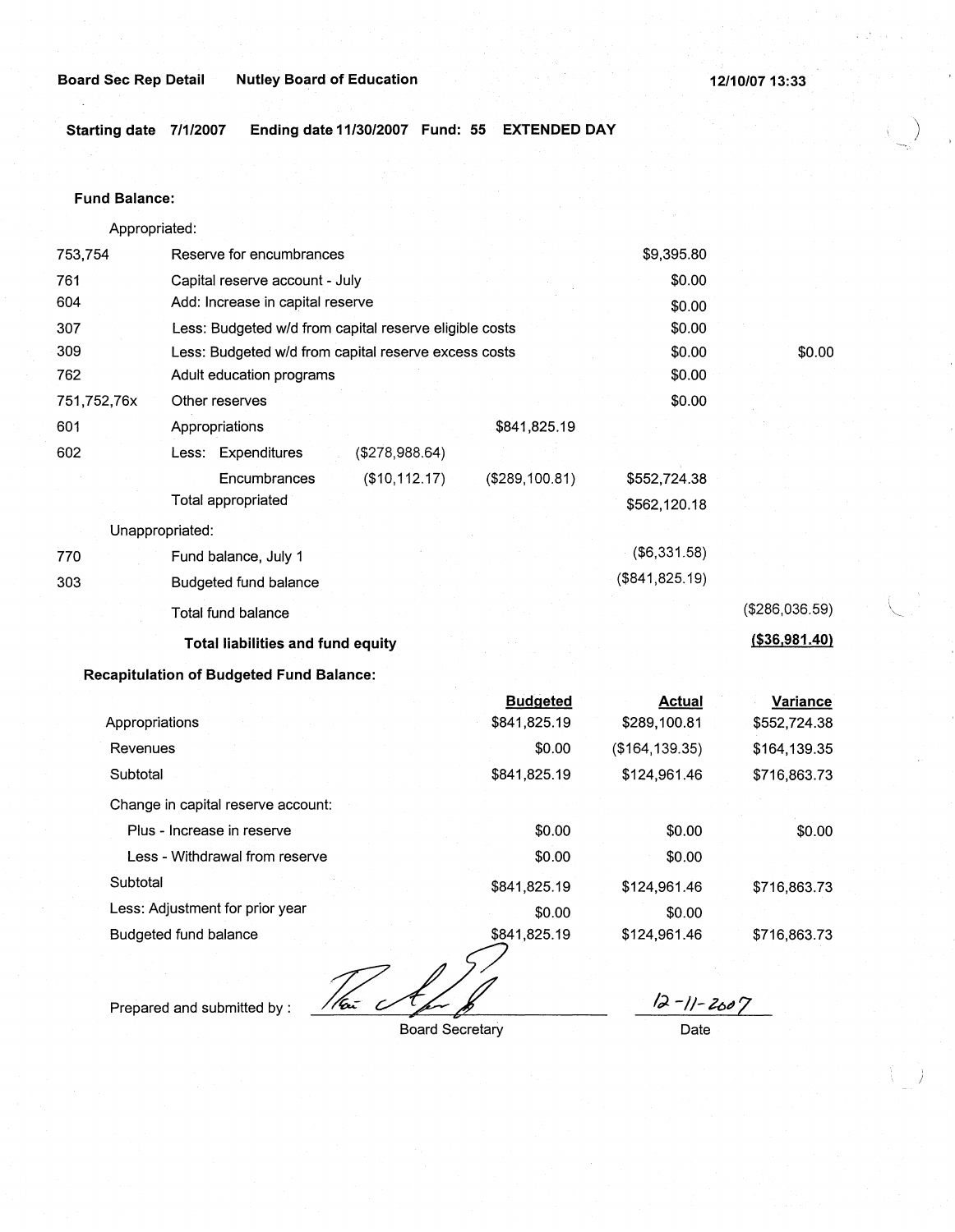**Board Sec Rep Detail** **Nutley Board of Education** **12/10/07 13:33**

**Starting date 7/1/2007** **Ending date 11/30/2007** **Fund: 55** **EXTENDED DAY**

**Fund Balance:**

| | | | | | |
|---|---|---|---|---|---|
| | Appropriated: | | | | |
| 753,754 | Reserve for encumbrances | | | $9,395.80 | |
| 761 | Capital reserve account - July | | | $0.00 | |
| 604 | Add: Increase in capital reserve | | | $0.00 | |
| 307 | Less: Budgeted w/d from capital reserve eligible costs | | | $0.00 | |
| 309 | Less: Budgeted w/d from capital reserve excess costs | | | $0.00 | $0.00 |
| 762 | Adult education programs | | | $0.00 | |
| 751,752,76x | Other reserves | | | $0.00 | |
| 601 | Appropriations | | $841,825.19 | | |
| 602 | Less: Expenditures | ($278,988.64) | | | |
| | Encumbrances | ($10,112.17) | ($289,100.81) | $552,724.38 | |
| | Total appropriated | | | $562,120.18 | |
| | Unappropriated: | | | | |
| 770 | Fund balance, July 1 | | | ($6,331.58) | |
| 303 | Budgeted fund balance | | | ($841,825.19) | |
| | Total fund balance | | | | ($286,036.59) |
| | **Total liabilities and fund equity** | | | | **($36,981.40)** |

**Recapitulation of Budgeted Fund Balance:**

| | Budgeted | Actual | Variance |
|---|---|---|---|
| Appropriations | $841,825.19 | $289,100.81 | $552,724.38 |
| Revenues | $0.00 | ($164,139.35) | $164,139.35 |
| Subtotal | $841,825.19 | $124,961.46 | $716,863.73 |
| Change in capital reserve account: | | | |
| Plus - Increase in reserve | $0.00 | $0.00 | $0.00 |
| Less - Withdrawal from reserve | $0.00 | $0.00 | |
| Subtotal | $841,825.19 | $124,961.46 | $716,863.73 |
| Less: Adjustment for prior year | $0.00 | $0.00 | |
| Budgeted fund balance | $841,825.19 | $124,961.46 | $716,863.73 |

Prepared and submitted by : _______________ Board Secretary

12-11-2007
Date